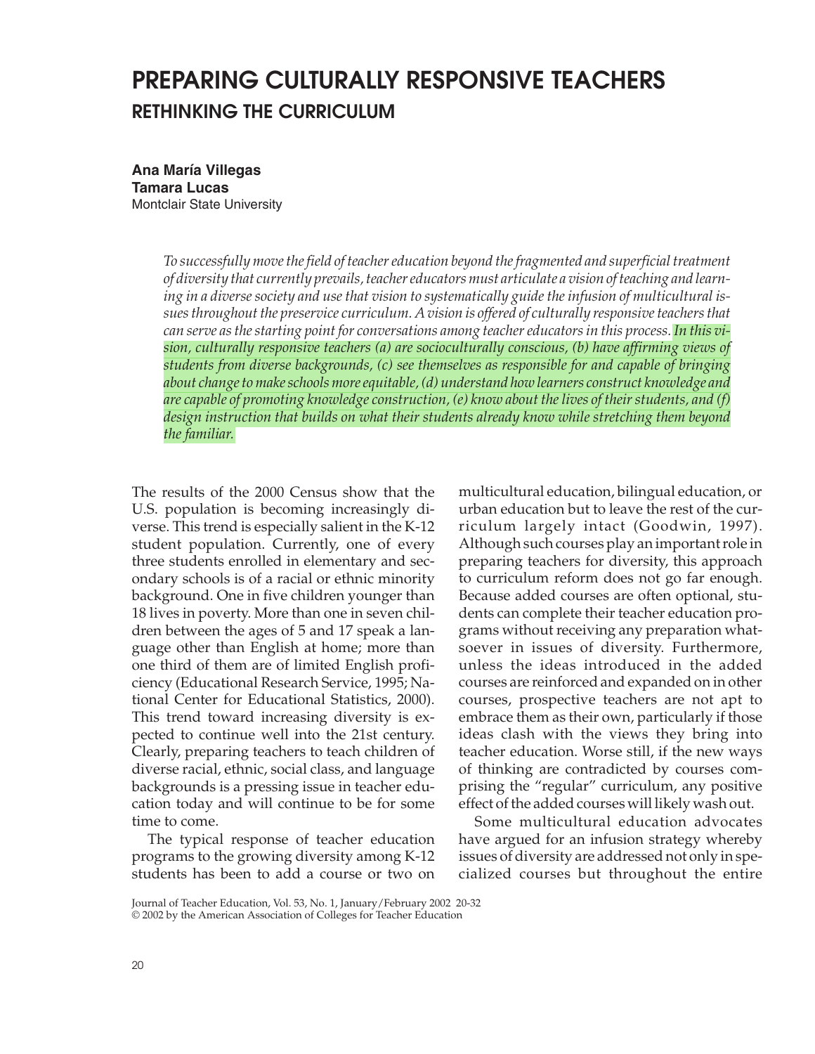# PREPARING CULTURALLY RESPONSIVE TEACHERS

## RETHINKING THE CURRICULUM

**Ana María Villegas**
**Tamara Lucas**
Montclair State University

*To successfully move the field of teacher education beyond the fragmented and superficial treatment of diversity that currently prevails, teacher educators must articulate a vision of teaching and learning in a diverse society and use that vision to systematically guide the infusion of multicultural issues throughout the preservice curriculum. A vision is offered of culturally responsive teachers that can serve as the starting point for conversations among teacher educators in this process. In this vision, culturally responsive teachers (a) are socioculturally conscious, (b) have affirming views of students from diverse backgrounds, (c) see themselves as responsible for and capable of bringing about change to make schools more equitable, (d) understand how learners construct knowledge and are capable of promoting knowledge construction, (e) know about the lives of their students, and (f) design instruction that builds on what their students already know while stretching them beyond the familiar.*

The results of the 2000 Census show that the U.S. population is becoming increasingly diverse. This trend is especially salient in the K-12 student population. Currently, one of every three students enrolled in elementary and secondary schools is of a racial or ethnic minority background. One in five children younger than 18 lives in poverty. More than one in seven children between the ages of 5 and 17 speak a language other than English at home; more than one third of them are of limited English proficiency (Educational Research Service, 1995; National Center for Educational Statistics, 2000). This trend toward increasing diversity is expected to continue well into the 21st century. Clearly, preparing teachers to teach children of diverse racial, ethnic, social class, and language backgrounds is a pressing issue in teacher education today and will continue to be for some time to come.

The typical response of teacher education programs to the growing diversity among K-12 students has been to add a course or two on multicultural education, bilingual education, or urban education but to leave the rest of the curriculum largely intact (Goodwin, 1997). Although such courses play an important role in preparing teachers for diversity, this approach to curriculum reform does not go far enough. Because added courses are often optional, students can complete their teacher education programs without receiving any preparation whatsoever in issues of diversity. Furthermore, unless the ideas introduced in the added courses are reinforced and expanded on in other courses, prospective teachers are not apt to embrace them as their own, particularly if those ideas clash with the views they bring into teacher education. Worse still, if the new ways of thinking are contradicted by courses comprising the "regular" curriculum, any positive effect of the added courses will likely wash out.

Some multicultural education advocates have argued for an infusion strategy whereby issues of diversity are addressed not only in specialized courses but throughout the entire

Journal of Teacher Education, Vol. 53, No. 1, January/February 2002 20-32
© 2002 by the American Association of Colleges for Teacher Education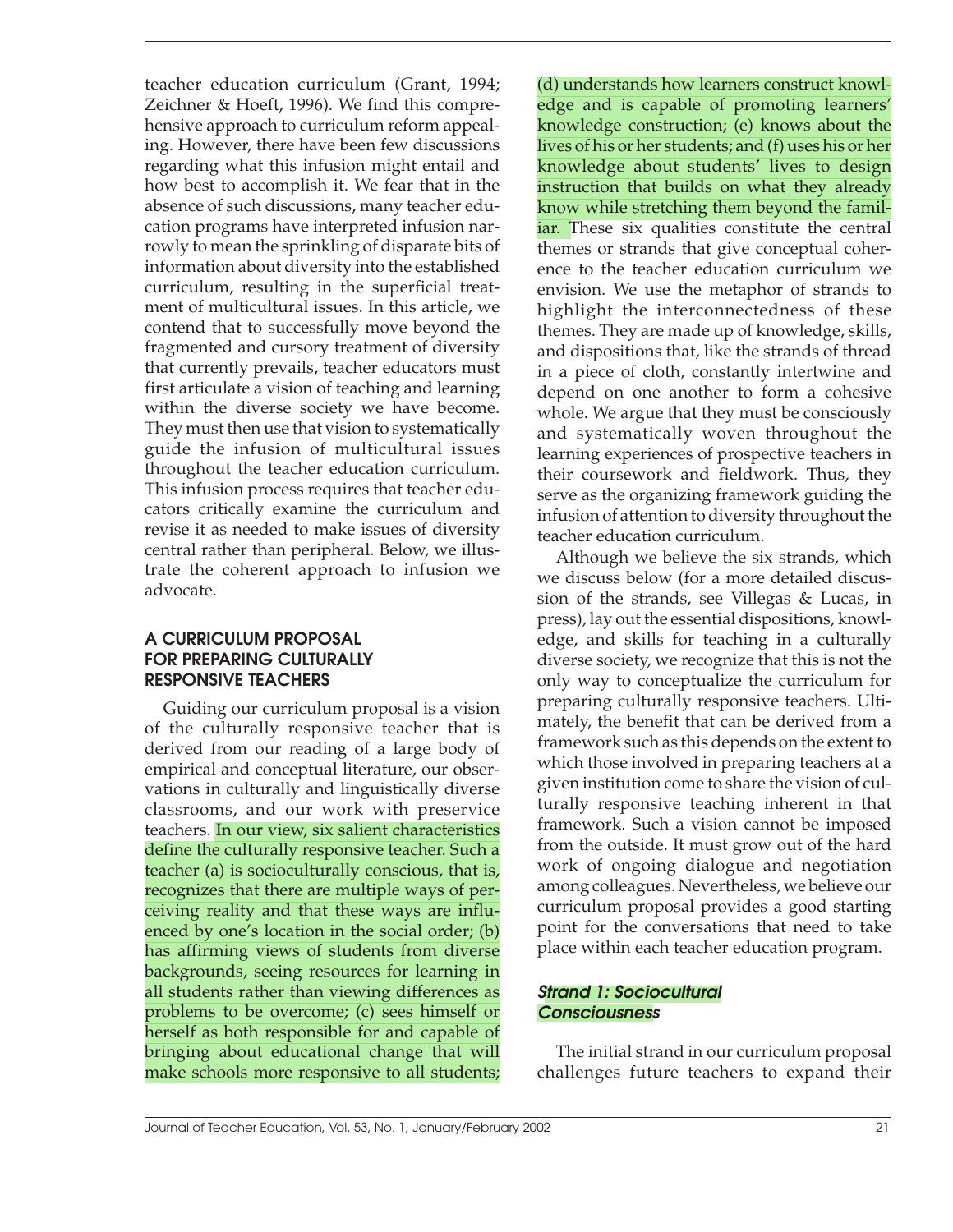teacher education curriculum (Grant, 1994; Zeichner & Hoeft, 1996). We find this comprehensive approach to curriculum reform appealing. However, there have been few discussions regarding what this infusion might entail and how best to accomplish it. We fear that in the absence of such discussions, many teacher education programs have interpreted infusion narrowly to mean the sprinkling of disparate bits of information about diversity into the established curriculum, resulting in the superficial treatment of multicultural issues. In this article, we contend that to successfully move beyond the fragmented and cursory treatment of diversity that currently prevails, teacher educators must first articulate a vision of teaching and learning within the diverse society we have become. They must then use that vision to systematically guide the infusion of multicultural issues throughout the teacher education curriculum. This infusion process requires that teacher educators critically examine the curriculum and revise it as needed to make issues of diversity central rather than peripheral. Below, we illustrate the coherent approach to infusion we advocate.

## A CURRICULUM PROPOSAL FOR PREPARING CULTURALLY RESPONSIVE TEACHERS

Guiding our curriculum proposal is a vision of the culturally responsive teacher that is derived from our reading of a large body of empirical and conceptual literature, our observations in culturally and linguistically diverse classrooms, and our work with preservice teachers. In our view, six salient characteristics define the culturally responsive teacher. Such a teacher (a) is socioculturally conscious, that is, recognizes that there are multiple ways of perceiving reality and that these ways are influenced by one's location in the social order; (b) has affirming views of students from diverse backgrounds, seeing resources for learning in all students rather than viewing differences as problems to be overcome; (c) sees himself or herself as both responsible for and capable of bringing about educational change that will make schools more responsive to all students; (d) understands how learners construct knowledge and is capable of promoting learners' knowledge construction; (e) knows about the lives of his or her students; and (f) uses his or her knowledge about students' lives to design instruction that builds on what they already know while stretching them beyond the familiar. These six qualities constitute the central themes or strands that give conceptual coherence to the teacher education curriculum we envision. We use the metaphor of strands to highlight the interconnectedness of these themes. They are made up of knowledge, skills, and dispositions that, like the strands of thread in a piece of cloth, constantly intertwine and depend on one another to form a cohesive whole. We argue that they must be consciously and systematically woven throughout the learning experiences of prospective teachers in their coursework and fieldwork. Thus, they serve as the organizing framework guiding the infusion of attention to diversity throughout the teacher education curriculum.

Although we believe the six strands, which we discuss below (for a more detailed discussion of the strands, see Villegas & Lucas, in press), lay out the essential dispositions, knowledge, and skills for teaching in a culturally diverse society, we recognize that this is not the only way to conceptualize the curriculum for preparing culturally responsive teachers. Ultimately, the benefit that can be derived from a framework such as this depends on the extent to which those involved in preparing teachers at a given institution come to share the vision of culturally responsive teaching inherent in that framework. Such a vision cannot be imposed from the outside. It must grow out of the hard work of ongoing dialogue and negotiation among colleagues. Nevertheless, we believe our curriculum proposal provides a good starting point for the conversations that need to take place within each teacher education program.

### *Strand 1: Sociocultural Consciousness*

The initial strand in our curriculum proposal challenges future teachers to expand their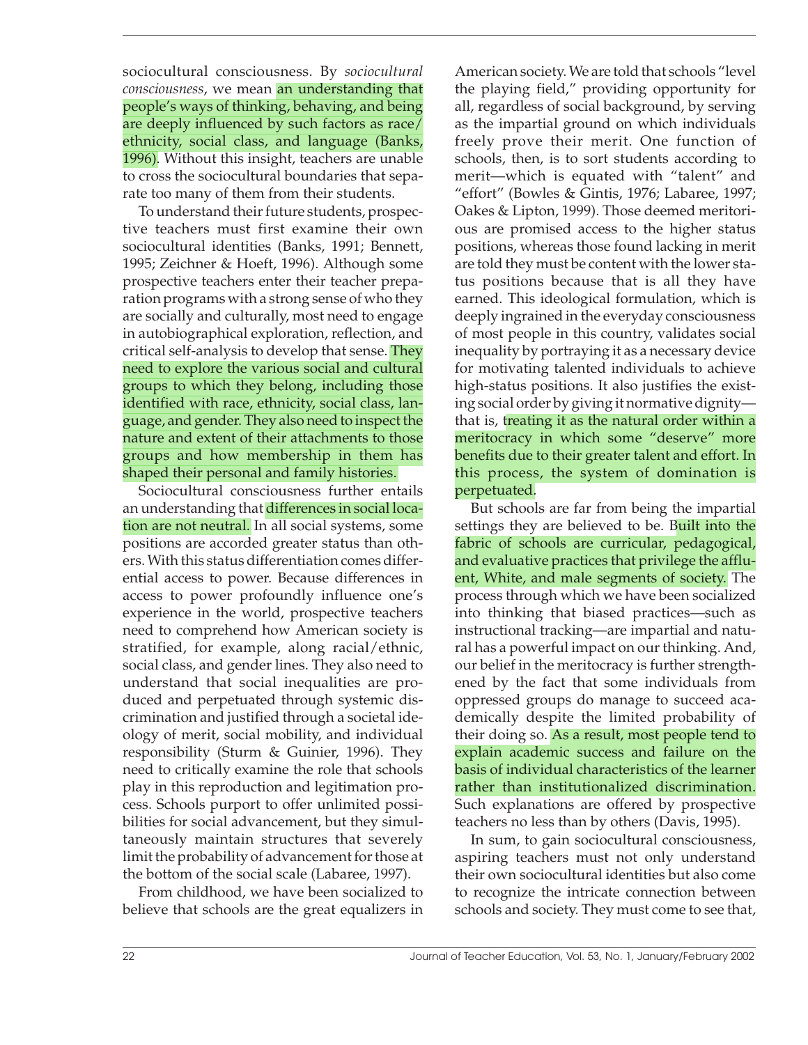sociocultural consciousness. By *sociocultural consciousness*, we mean an understanding that people's ways of thinking, behaving, and being are deeply influenced by such factors as race/ethnicity, social class, and language (Banks, 1996). Without this insight, teachers are unable to cross the sociocultural boundaries that separate too many of them from their students.

To understand their future students, prospective teachers must first examine their own sociocultural identities (Banks, 1991; Bennett, 1995; Zeichner & Hoeft, 1996). Although some prospective teachers enter their teacher preparation programs with a strong sense of who they are socially and culturally, most need to engage in autobiographical exploration, reflection, and critical self-analysis to develop that sense. They need to explore the various social and cultural groups to which they belong, including those identified with race, ethnicity, social class, language, and gender. They also need to inspect the nature and extent of their attachments to those groups and how membership in them has shaped their personal and family histories.

Sociocultural consciousness further entails an understanding that differences in social location are not neutral. In all social systems, some positions are accorded greater status than others. With this status differentiation comes differential access to power. Because differences in access to power profoundly influence one's experience in the world, prospective teachers need to comprehend how American society is stratified, for example, along racial/ethnic, social class, and gender lines. They also need to understand that social inequalities are produced and perpetuated through systemic discrimination and justified through a societal ideology of merit, social mobility, and individual responsibility (Sturm & Guinier, 1996). They need to critically examine the role that schools play in this reproduction and legitimation process. Schools purport to offer unlimited possibilities for social advancement, but they simultaneously maintain structures that severely limit the probability of advancement for those at the bottom of the social scale (Labaree, 1997).

From childhood, we have been socialized to believe that schools are the great equalizers in American society. We are told that schools "level the playing field," providing opportunity for all, regardless of social background, by serving as the impartial ground on which individuals freely prove their merit. One function of schools, then, is to sort students according to merit—which is equated with "talent" and "effort" (Bowles & Gintis, 1976; Labaree, 1997; Oakes & Lipton, 1999). Those deemed meritorious are promised access to the higher status positions, whereas those found lacking in merit are told they must be content with the lower status positions because that is all they have earned. This ideological formulation, which is deeply ingrained in the everyday consciousness of most people in this country, validates social inequality by portraying it as a necessary device for motivating talented individuals to achieve high-status positions. It also justifies the existing social order by giving it normative dignity—that is, treating it as the natural order within a meritocracy in which some "deserve" more benefits due to their greater talent and effort. In this process, the system of domination is perpetuated.

But schools are far from being the impartial settings they are believed to be. Built into the fabric of schools are curricular, pedagogical, and evaluative practices that privilege the affluent, White, and male segments of society. The process through which we have been socialized into thinking that biased practices—such as instructional tracking—are impartial and natural has a powerful impact on our thinking. And, our belief in the meritocracy is further strengthened by the fact that some individuals from oppressed groups do manage to succeed academically despite the limited probability of their doing so. As a result, most people tend to explain academic success and failure on the basis of individual characteristics of the learner rather than institutionalized discrimination. Such explanations are offered by prospective teachers no less than by others (Davis, 1995).

In sum, to gain sociocultural consciousness, aspiring teachers must not only understand their own sociocultural identities but also come to recognize the intricate connection between schools and society. They must come to see that,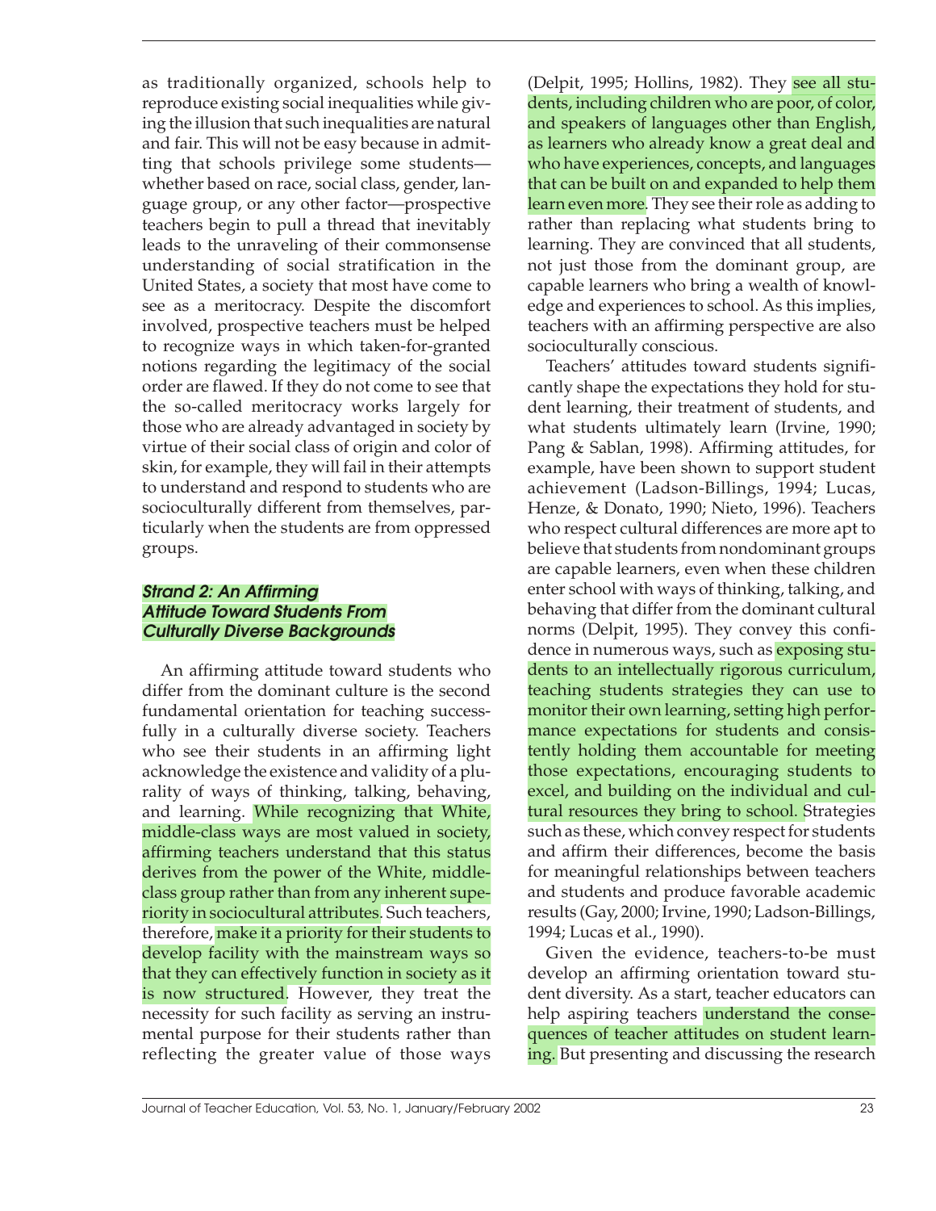as traditionally organized, schools help to reproduce existing social inequalities while giving the illusion that such inequalities are natural and fair. This will not be easy because in admitting that schools privilege some students—whether based on race, social class, gender, language group, or any other factor—prospective teachers begin to pull a thread that inevitably leads to the unraveling of their commonsense understanding of social stratification in the United States, a society that most have come to see as a meritocracy. Despite the discomfort involved, prospective teachers must be helped to recognize ways in which taken-for-granted notions regarding the legitimacy of the social order are flawed. If they do not come to see that the so-called meritocracy works largely for those who are already advantaged in society by virtue of their social class of origin and color of skin, for example, they will fail in their attempts to understand and respond to students who are socioculturally different from themselves, particularly when the students are from oppressed groups.

### *Strand 2: An Affirming Attitude Toward Students From Culturally Diverse Backgrounds*

An affirming attitude toward students who differ from the dominant culture is the second fundamental orientation for teaching successfully in a culturally diverse society. Teachers who see their students in an affirming light acknowledge the existence and validity of a plurality of ways of thinking, talking, behaving, and learning. While recognizing that White, middle-class ways are most valued in society, affirming teachers understand that this status derives from the power of the White, middle-class group rather than from any inherent superiority in sociocultural attributes. Such teachers, therefore, make it a priority for their students to develop facility with the mainstream ways so that they can effectively function in society as it is now structured. However, they treat the necessity for such facility as serving an instrumental purpose for their students rather than reflecting the greater value of those ways (Delpit, 1995; Hollins, 1982). They see all students, including children who are poor, of color, and speakers of languages other than English, as learners who already know a great deal and who have experiences, concepts, and languages that can be built on and expanded to help them learn even more. They see their role as adding to rather than replacing what students bring to learning. They are convinced that all students, not just those from the dominant group, are capable learners who bring a wealth of knowledge and experiences to school. As this implies, teachers with an affirming perspective are also socioculturally conscious.

Teachers' attitudes toward students significantly shape the expectations they hold for student learning, their treatment of students, and what students ultimately learn (Irvine, 1990; Pang & Sablan, 1998). Affirming attitudes, for example, have been shown to support student achievement (Ladson-Billings, 1994; Lucas, Henze, & Donato, 1990; Nieto, 1996). Teachers who respect cultural differences are more apt to believe that students from nondominant groups are capable learners, even when these children enter school with ways of thinking, talking, and behaving that differ from the dominant cultural norms (Delpit, 1995). They convey this confidence in numerous ways, such as exposing students to an intellectually rigorous curriculum, teaching students strategies they can use to monitor their own learning, setting high performance expectations for students and consistently holding them accountable for meeting those expectations, encouraging students to excel, and building on the individual and cultural resources they bring to school. Strategies such as these, which convey respect for students and affirm their differences, become the basis for meaningful relationships between teachers and students and produce favorable academic results (Gay, 2000; Irvine, 1990; Ladson-Billings, 1994; Lucas et al., 1990).

Given the evidence, teachers-to-be must develop an affirming orientation toward student diversity. As a start, teacher educators can help aspiring teachers understand the consequences of teacher attitudes on student learning. But presenting and discussing the research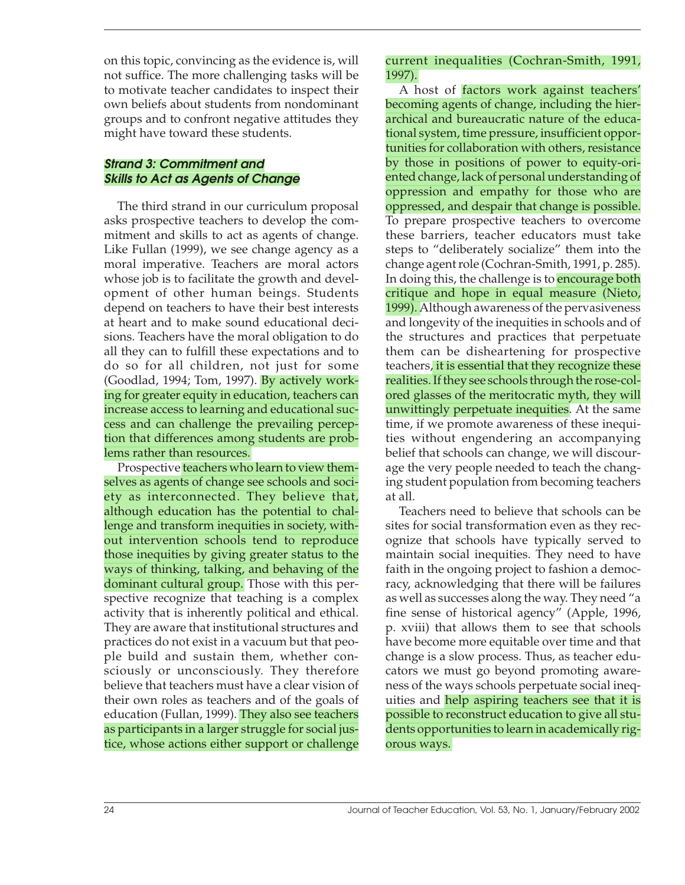on this topic, convincing as the evidence is, will not suffice. The more challenging tasks will be to motivate teacher candidates to inspect their own beliefs about students from nondominant groups and to confront negative attitudes they might have toward these students.

### *Strand 3: Commitment and Skills to Act as Agents of Change*

The third strand in our curriculum proposal asks prospective teachers to develop the commitment and skills to act as agents of change. Like Fullan (1999), we see change agency as a moral imperative. Teachers are moral actors whose job is to facilitate the growth and development of other human beings. Students depend on teachers to have their best interests at heart and to make sound educational decisions. Teachers have the moral obligation to do all they can to fulfill these expectations and to do so for all children, not just for some (Goodlad, 1994; Tom, 1997). By actively working for greater equity in education, teachers can increase access to learning and educational success and can challenge the prevailing perception that differences among students are problems rather than resources.

Prospective teachers who learn to view themselves as agents of change see schools and society as interconnected. They believe that, although education has the potential to challenge and transform inequities in society, without intervention schools tend to reproduce those inequities by giving greater status to the ways of thinking, talking, and behaving of the dominant cultural group. Those with this perspective recognize that teaching is a complex activity that is inherently political and ethical. They are aware that institutional structures and practices do not exist in a vacuum but that people build and sustain them, whether consciously or unconsciously. They therefore believe that teachers must have a clear vision of their own roles as teachers and of the goals of education (Fullan, 1999). They also see teachers as participants in a larger struggle for social justice, whose actions either support or challenge current inequalities (Cochran-Smith, 1991, 1997).

A host of factors work against teachers' becoming agents of change, including the hierarchical and bureaucratic nature of the educational system, time pressure, insufficient opportunities for collaboration with others, resistance by those in positions of power to equity-oriented change, lack of personal understanding of oppression and empathy for those who are oppressed, and despair that change is possible. To prepare prospective teachers to overcome these barriers, teacher educators must take steps to "deliberately socialize" them into the change agent role (Cochran-Smith, 1991, p. 285). In doing this, the challenge is to encourage both critique and hope in equal measure (Nieto, 1999). Although awareness of the pervasiveness and longevity of the inequities in schools and of the structures and practices that perpetuate them can be disheartening for prospective teachers, it is essential that they recognize these realities. If they see schools through the rose-colored glasses of the meritocratic myth, they will unwittingly perpetuate inequities. At the same time, if we promote awareness of these inequities without engendering an accompanying belief that schools can change, we will discourage the very people needed to teach the changing student population from becoming teachers at all.

Teachers need to believe that schools can be sites for social transformation even as they recognize that schools have typically served to maintain social inequities. They need to have faith in the ongoing project to fashion a democracy, acknowledging that there will be failures as well as successes along the way. They need "a fine sense of historical agency" (Apple, 1996, p. xviii) that allows them to see that schools have become more equitable over time and that change is a slow process. Thus, as teacher educators we must go beyond promoting awareness of the ways schools perpetuate social inequities and help aspiring teachers see that it is possible to reconstruct education to give all students opportunities to learn in academically rigorous ways.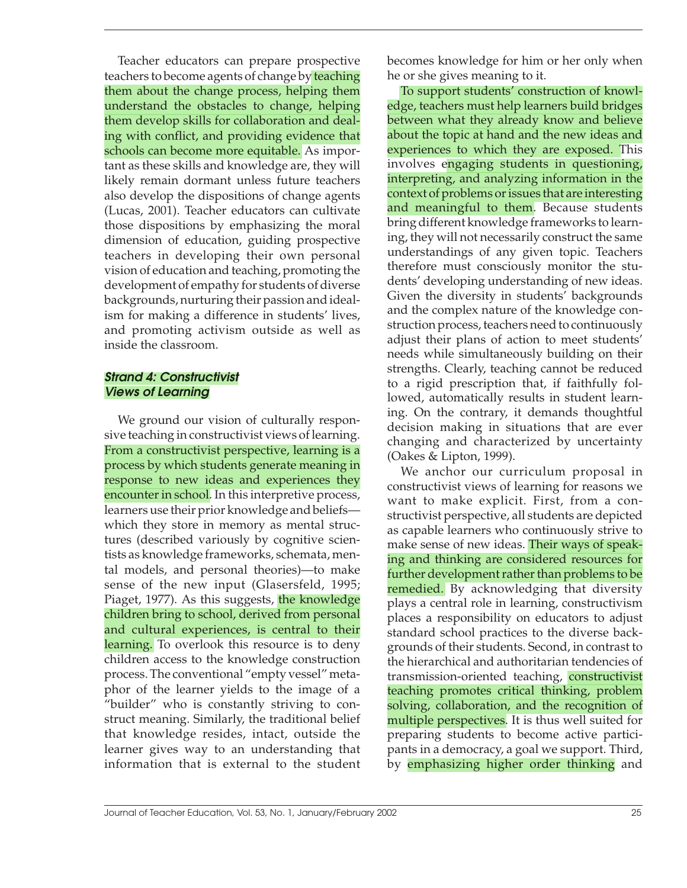Teacher educators can prepare prospective teachers to become agents of change by teaching them about the change process, helping them understand the obstacles to change, helping them develop skills for collaboration and dealing with conflict, and providing evidence that schools can become more equitable. As important as these skills and knowledge are, they will likely remain dormant unless future teachers also develop the dispositions of change agents (Lucas, 2001). Teacher educators can cultivate those dispositions by emphasizing the moral dimension of education, guiding prospective teachers in developing their own personal vision of education and teaching, promoting the development of empathy for students of diverse backgrounds, nurturing their passion and idealism for making a difference in students' lives, and promoting activism outside as well as inside the classroom.

### *Strand 4: Constructivist Views of Learning*

We ground our vision of culturally responsive teaching in constructivist views of learning. From a constructivist perspective, learning is a process by which students generate meaning in response to new ideas and experiences they encounter in school. In this interpretive process, learners use their prior knowledge and beliefs—which they store in memory as mental structures (described variously by cognitive scientists as knowledge frameworks, schemata, mental models, and personal theories)—to make sense of the new input (Glasersfeld, 1995; Piaget, 1977). As this suggests, the knowledge children bring to school, derived from personal and cultural experiences, is central to their learning. To overlook this resource is to deny children access to the knowledge construction process. The conventional "empty vessel" metaphor of the learner yields to the image of a "builder" who is constantly striving to construct meaning. Similarly, the traditional belief that knowledge resides, intact, outside the learner gives way to an understanding that information that is external to the student becomes knowledge for him or her only when he or she gives meaning to it.

To support students' construction of knowledge, teachers must help learners build bridges between what they already know and believe about the topic at hand and the new ideas and experiences to which they are exposed. This involves engaging students in questioning, interpreting, and analyzing information in the context of problems or issues that are interesting and meaningful to them. Because students bring different knowledge frameworks to learning, they will not necessarily construct the same understandings of any given topic. Teachers therefore must consciously monitor the students' developing understanding of new ideas. Given the diversity in students' backgrounds and the complex nature of the knowledge construction process, teachers need to continuously adjust their plans of action to meet students' needs while simultaneously building on their strengths. Clearly, teaching cannot be reduced to a rigid prescription that, if faithfully followed, automatically results in student learning. On the contrary, it demands thoughtful decision making in situations that are ever changing and characterized by uncertainty (Oakes & Lipton, 1999).

We anchor our curriculum proposal in constructivist views of learning for reasons we want to make explicit. First, from a constructivist perspective, all students are depicted as capable learners who continuously strive to make sense of new ideas. Their ways of speaking and thinking are considered resources for further development rather than problems to be remedied. By acknowledging that diversity plays a central role in learning, constructivism places a responsibility on educators to adjust standard school practices to the diverse backgrounds of their students. Second, in contrast to the hierarchical and authoritarian tendencies of transmission-oriented teaching, constructivist teaching promotes critical thinking, problem solving, collaboration, and the recognition of multiple perspectives. It is thus well suited for preparing students to become active participants in a democracy, a goal we support. Third, by emphasizing higher order thinking and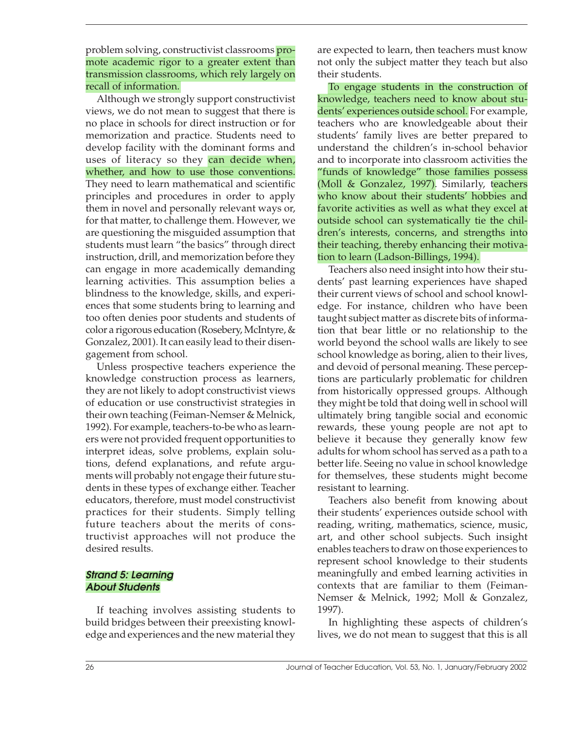problem solving, constructivist classrooms promote academic rigor to a greater extent than transmission classrooms, which rely largely on recall of information.

Although we strongly support constructivist views, we do not mean to suggest that there is no place in schools for direct instruction or for memorization and practice. Students need to develop facility with the dominant forms and uses of literacy so they can decide when, whether, and how to use those conventions. They need to learn mathematical and scientific principles and procedures in order to apply them in novel and personally relevant ways or, for that matter, to challenge them. However, we are questioning the misguided assumption that students must learn "the basics" through direct instruction, drill, and memorization before they can engage in more academically demanding learning activities. This assumption belies a blindness to the knowledge, skills, and experiences that some students bring to learning and too often denies poor students and students of color a rigorous education (Rosebery, McIntyre, & Gonzalez, 2001). It can easily lead to their disengagement from school.

Unless prospective teachers experience the knowledge construction process as learners, they are not likely to adopt constructivist views of education or use constructivist strategies in their own teaching (Feiman-Nemser & Melnick, 1992). For example, teachers-to-be who as learners were not provided frequent opportunities to interpret ideas, solve problems, explain solutions, defend explanations, and refute arguments will probably not engage their future students in these types of exchange either. Teacher educators, therefore, must model constructivist practices for their students. Simply telling future teachers about the merits of constructivist approaches will not produce the desired results.

### *Strand 5: Learning About Students*

If teaching involves assisting students to build bridges between their preexisting knowledge and experiences and the new material they are expected to learn, then teachers must know not only the subject matter they teach but also their students.

To engage students in the construction of knowledge, teachers need to know about students' experiences outside school. For example, teachers who are knowledgeable about their students' family lives are better prepared to understand the children's in-school behavior and to incorporate into classroom activities the "funds of knowledge" those families possess (Moll & Gonzalez, 1997). Similarly, teachers who know about their students' hobbies and favorite activities as well as what they excel at outside school can systematically tie the children's interests, concerns, and strengths into their teaching, thereby enhancing their motivation to learn (Ladson-Billings, 1994).

Teachers also need insight into how their students' past learning experiences have shaped their current views of school and school knowledge. For instance, children who have been taught subject matter as discrete bits of information that bear little or no relationship to the world beyond the school walls are likely to see school knowledge as boring, alien to their lives, and devoid of personal meaning. These perceptions are particularly problematic for children from historically oppressed groups. Although they might be told that doing well in school will ultimately bring tangible social and economic rewards, these young people are not apt to believe it because they generally know few adults for whom school has served as a path to a better life. Seeing no value in school knowledge for themselves, these students might become resistant to learning.

Teachers also benefit from knowing about their students' experiences outside school with reading, writing, mathematics, science, music, art, and other school subjects. Such insight enables teachers to draw on those experiences to represent school knowledge to their students meaningfully and embed learning activities in contexts that are familiar to them (Feiman-Nemser & Melnick, 1992; Moll & Gonzalez, 1997).

In highlighting these aspects of children's lives, we do not mean to suggest that this is all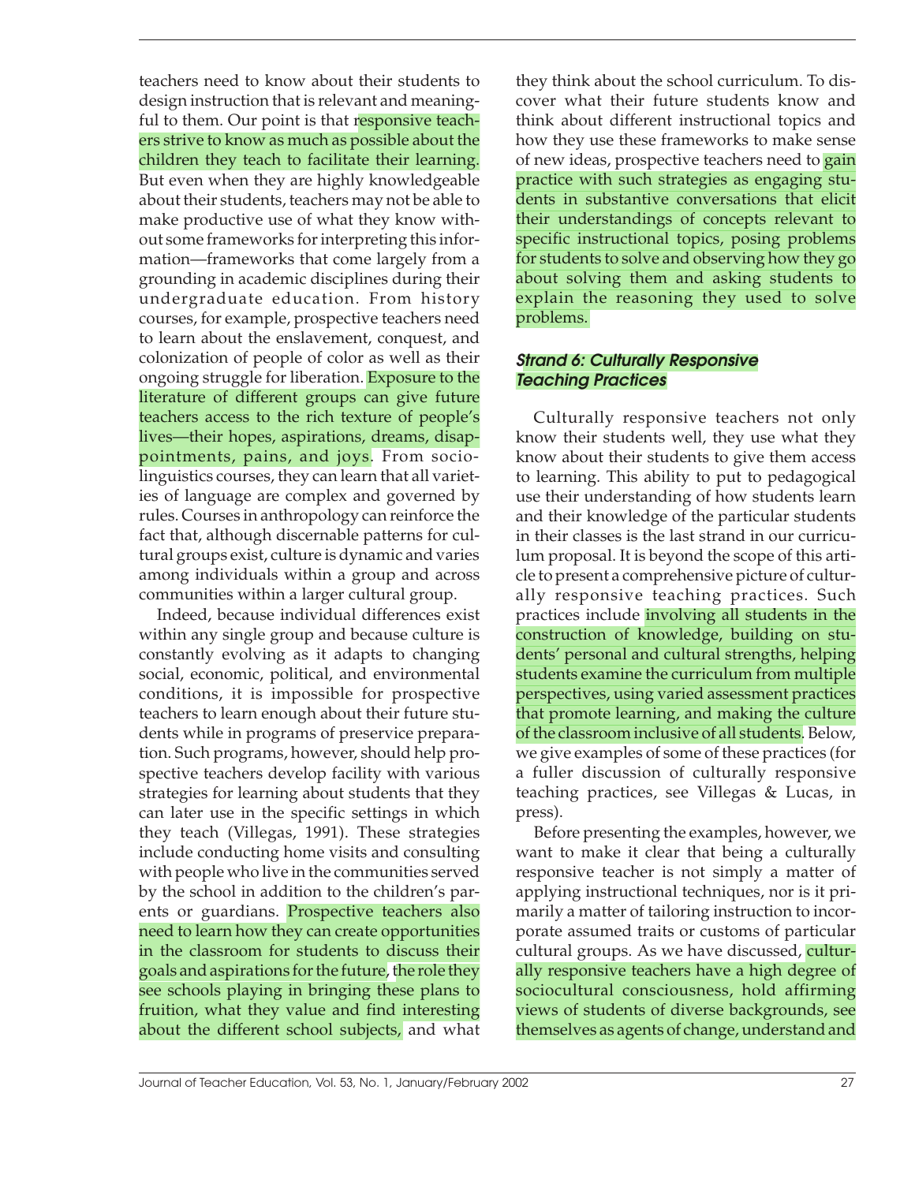teachers need to know about their students to design instruction that is relevant and meaningful to them. Our point is that responsive teachers strive to know as much as possible about the children they teach to facilitate their learning. But even when they are highly knowledgeable about their students, teachers may not be able to make productive use of what they know without some frameworks for interpreting this information—frameworks that come largely from a grounding in academic disciplines during their undergraduate education. From history courses, for example, prospective teachers need to learn about the enslavement, conquest, and colonization of people of color as well as their ongoing struggle for liberation. Exposure to the literature of different groups can give future teachers access to the rich texture of people's lives—their hopes, aspirations, dreams, disappointments, pains, and joys. From sociolinguistics courses, they can learn that all varieties of language are complex and governed by rules. Courses in anthropology can reinforce the fact that, although discernable patterns for cultural groups exist, culture is dynamic and varies among individuals within a group and across communities within a larger cultural group.

Indeed, because individual differences exist within any single group and because culture is constantly evolving as it adapts to changing social, economic, political, and environmental conditions, it is impossible for prospective teachers to learn enough about their future students while in programs of preservice preparation. Such programs, however, should help prospective teachers develop facility with various strategies for learning about students that they can later use in the specific settings in which they teach (Villegas, 1991). These strategies include conducting home visits and consulting with people who live in the communities served by the school in addition to the children's parents or guardians. Prospective teachers also need to learn how they can create opportunities in the classroom for students to discuss their goals and aspirations for the future, the role they see schools playing in bringing these plans to fruition, what they value and find interesting about the different school subjects, and what they think about the school curriculum. To discover what their future students know and think about different instructional topics and how they use these frameworks to make sense of new ideas, prospective teachers need to gain practice with such strategies as engaging students in substantive conversations that elicit their understandings of concepts relevant to specific instructional topics, posing problems for students to solve and observing how they go about solving them and asking students to explain the reasoning they used to solve problems.

### *Strand 6: Culturally Responsive Teaching Practices*

Culturally responsive teachers not only know their students well, they use what they know about their students to give them access to learning. This ability to put to pedagogical use their understanding of how students learn and their knowledge of the particular students in their classes is the last strand in our curriculum proposal. It is beyond the scope of this article to present a comprehensive picture of culturally responsive teaching practices. Such practices include involving all students in the construction of knowledge, building on students' personal and cultural strengths, helping students examine the curriculum from multiple perspectives, using varied assessment practices that promote learning, and making the culture of the classroom inclusive of all students. Below, we give examples of some of these practices (for a fuller discussion of culturally responsive teaching practices, see Villegas & Lucas, in press).

Before presenting the examples, however, we want to make it clear that being a culturally responsive teacher is not simply a matter of applying instructional techniques, nor is it primarily a matter of tailoring instruction to incorporate assumed traits or customs of particular cultural groups. As we have discussed, culturally responsive teachers have a high degree of sociocultural consciousness, hold affirming views of students of diverse backgrounds, see themselves as agents of change, understand and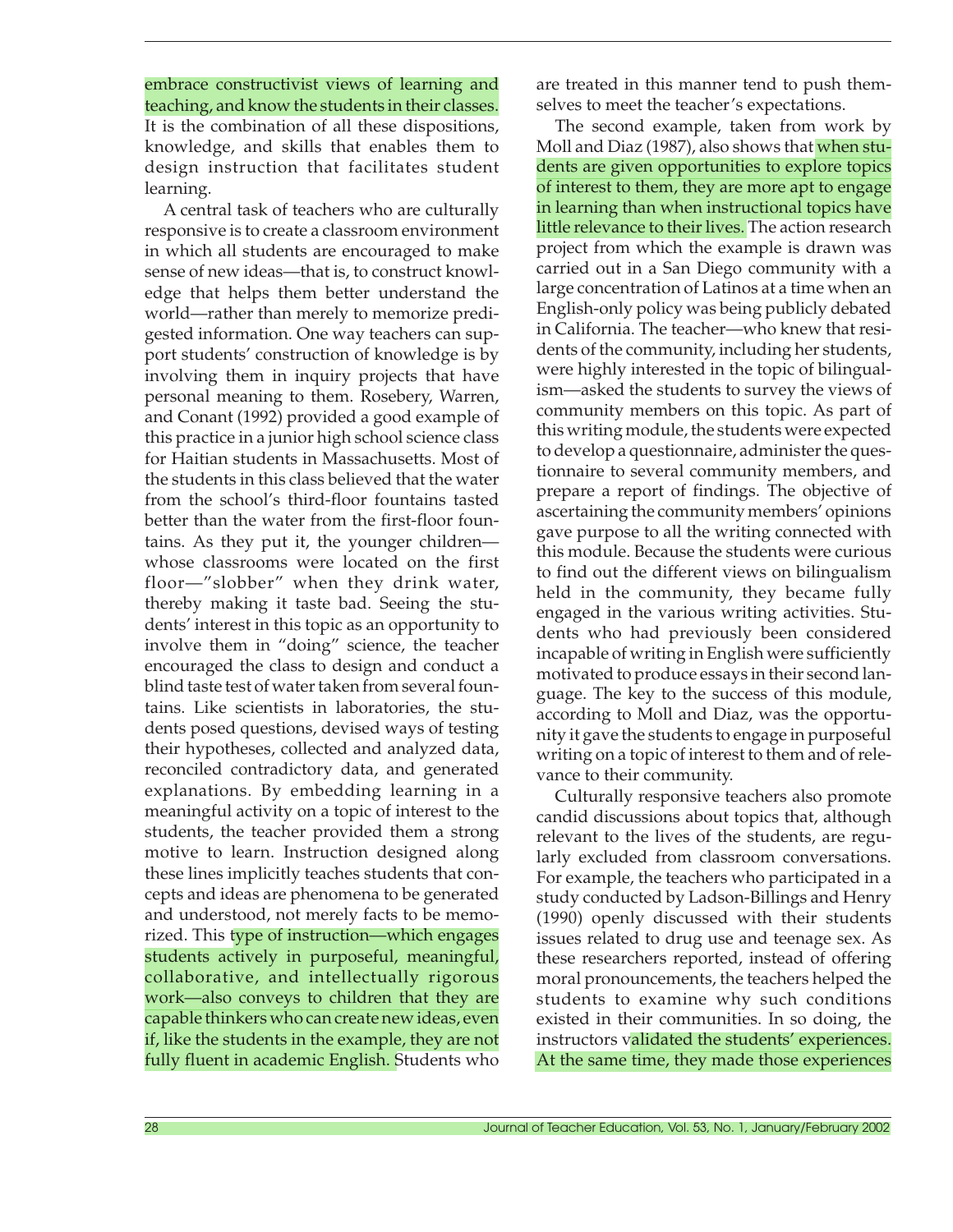embrace constructivist views of learning and teaching, and know the students in their classes. It is the combination of all these dispositions, knowledge, and skills that enables them to design instruction that facilitates student learning.

A central task of teachers who are culturally responsive is to create a classroom environment in which all students are encouraged to make sense of new ideas—that is, to construct knowledge that helps them better understand the world—rather than merely to memorize predigested information. One way teachers can support students' construction of knowledge is by involving them in inquiry projects that have personal meaning to them. Rosebery, Warren, and Conant (1992) provided a good example of this practice in a junior high school science class for Haitian students in Massachusetts. Most of the students in this class believed that the water from the school's third-floor fountains tasted better than the water from the first-floor fountains. As they put it, the younger children—whose classrooms were located on the first floor—"slobber" when they drink water, thereby making it taste bad. Seeing the students' interest in this topic as an opportunity to involve them in "doing" science, the teacher encouraged the class to design and conduct a blind taste test of water taken from several fountains. Like scientists in laboratories, the students posed questions, devised ways of testing their hypotheses, collected and analyzed data, reconciled contradictory data, and generated explanations. By embedding learning in a meaningful activity on a topic of interest to the students, the teacher provided them a strong motive to learn. Instruction designed along these lines implicitly teaches students that concepts and ideas are phenomena to be generated and understood, not merely facts to be memorized. This type of instruction—which engages students actively in purposeful, meaningful, collaborative, and intellectually rigorous work—also conveys to children that they are capable thinkers who can create new ideas, even if, like the students in the example, they are not fully fluent in academic English. Students who are treated in this manner tend to push themselves to meet the teacher's expectations.

The second example, taken from work by Moll and Diaz (1987), also shows that when students are given opportunities to explore topics of interest to them, they are more apt to engage in learning than when instructional topics have little relevance to their lives. The action research project from which the example is drawn was carried out in a San Diego community with a large concentration of Latinos at a time when an English-only policy was being publicly debated in California. The teacher—who knew that residents of the community, including her students, were highly interested in the topic of bilingualism—asked the students to survey the views of community members on this topic. As part of this writing module, the students were expected to develop a questionnaire, administer the questionnaire to several community members, and prepare a report of findings. The objective of ascertaining the community members' opinions gave purpose to all the writing connected with this module. Because the students were curious to find out the different views on bilingualism held in the community, they became fully engaged in the various writing activities. Students who had previously been considered incapable of writing in English were sufficiently motivated to produce essays in their second language. The key to the success of this module, according to Moll and Diaz, was the opportunity it gave the students to engage in purposeful writing on a topic of interest to them and of relevance to their community.

Culturally responsive teachers also promote candid discussions about topics that, although relevant to the lives of the students, are regularly excluded from classroom conversations. For example, the teachers who participated in a study conducted by Ladson-Billings and Henry (1990) openly discussed with their students issues related to drug use and teenage sex. As these researchers reported, instead of offering moral pronouncements, the teachers helped the students to examine why such conditions existed in their communities. In so doing, the instructors validated the students' experiences. At the same time, they made those experiences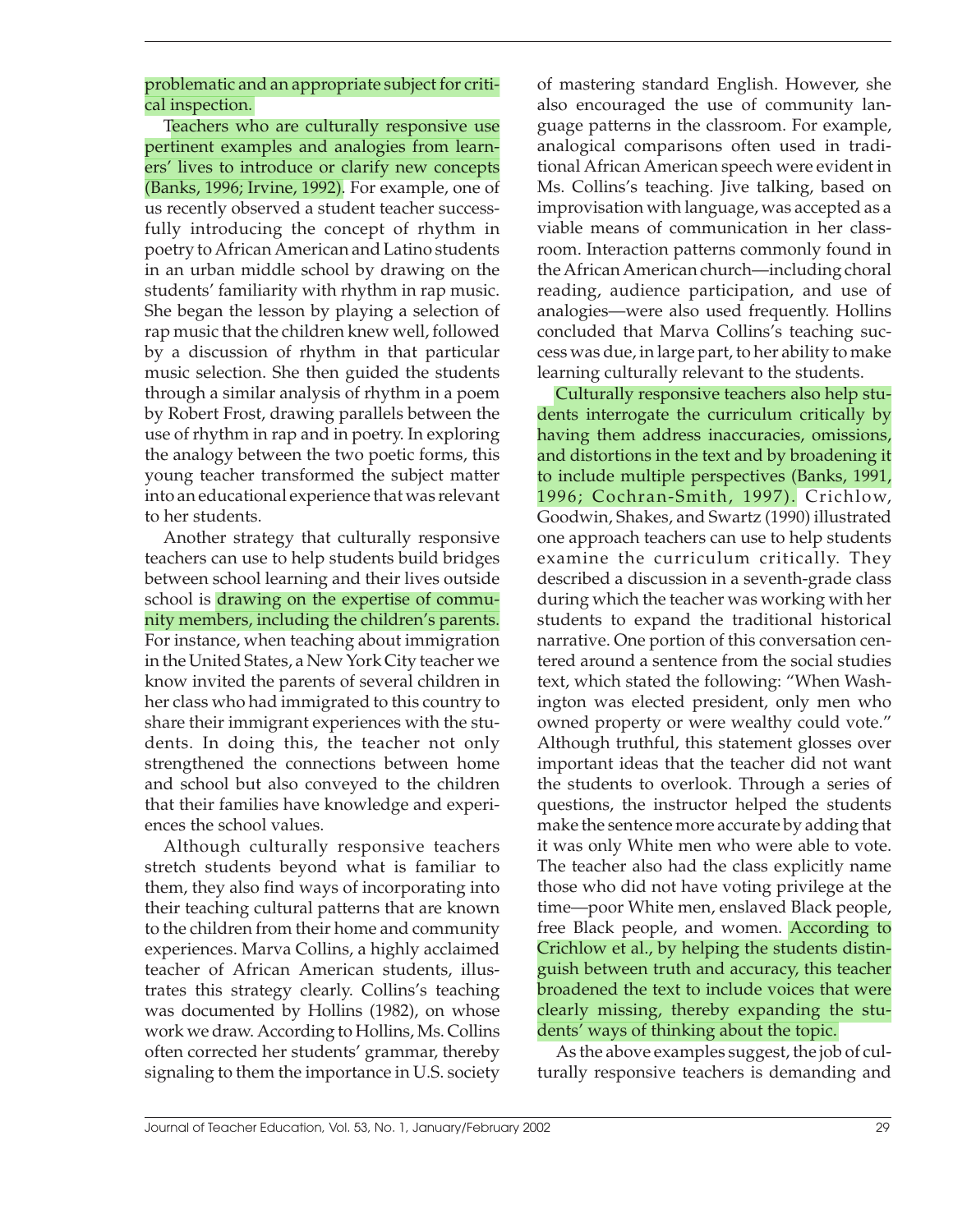problematic and an appropriate subject for critical inspection.

Teachers who are culturally responsive use pertinent examples and analogies from learners' lives to introduce or clarify new concepts (Banks, 1996; Irvine, 1992). For example, one of us recently observed a student teacher successfully introducing the concept of rhythm in poetry to African American and Latino students in an urban middle school by drawing on the students' familiarity with rhythm in rap music. She began the lesson by playing a selection of rap music that the children knew well, followed by a discussion of rhythm in that particular music selection. She then guided the students through a similar analysis of rhythm in a poem by Robert Frost, drawing parallels between the use of rhythm in rap and in poetry. In exploring the analogy between the two poetic forms, this young teacher transformed the subject matter into an educational experience that was relevant to her students.

Another strategy that culturally responsive teachers can use to help students build bridges between school learning and their lives outside school is drawing on the expertise of community members, including the children's parents. For instance, when teaching about immigration in the United States, a New York City teacher we know invited the parents of several children in her class who had immigrated to this country to share their immigrant experiences with the students. In doing this, the teacher not only strengthened the connections between home and school but also conveyed to the children that their families have knowledge and experiences the school values.

Although culturally responsive teachers stretch students beyond what is familiar to them, they also find ways of incorporating into their teaching cultural patterns that are known to the children from their home and community experiences. Marva Collins, a highly acclaimed teacher of African American students, illustrates this strategy clearly. Collins's teaching was documented by Hollins (1982), on whose work we draw. According to Hollins, Ms. Collins often corrected her students' grammar, thereby signaling to them the importance in U.S. society of mastering standard English. However, she also encouraged the use of community language patterns in the classroom. For example, analogical comparisons often used in traditional African American speech were evident in Ms. Collins's teaching. Jive talking, based on improvisation with language, was accepted as a viable means of communication in her classroom. Interaction patterns commonly found in the African American church—including choral reading, audience participation, and use of analogies—were also used frequently. Hollins concluded that Marva Collins's teaching success was due, in large part, to her ability to make learning culturally relevant to the students.

Culturally responsive teachers also help students interrogate the curriculum critically by having them address inaccuracies, omissions, and distortions in the text and by broadening it to include multiple perspectives (Banks, 1991, 1996; Cochran-Smith, 1997). Crichlow, Goodwin, Shakes, and Swartz (1990) illustrated one approach teachers can use to help students examine the curriculum critically. They described a discussion in a seventh-grade class during which the teacher was working with her students to expand the traditional historical narrative. One portion of this conversation centered around a sentence from the social studies text, which stated the following: "When Washington was elected president, only men who owned property or were wealthy could vote." Although truthful, this statement glosses over important ideas that the teacher did not want the students to overlook. Through a series of questions, the instructor helped the students make the sentence more accurate by adding that it was only White men who were able to vote. The teacher also had the class explicitly name those who did not have voting privilege at the time—poor White men, enslaved Black people, free Black people, and women. According to Crichlow et al., by helping the students distinguish between truth and accuracy, this teacher broadened the text to include voices that were clearly missing, thereby expanding the students' ways of thinking about the topic.

As the above examples suggest, the job of culturally responsive teachers is demanding and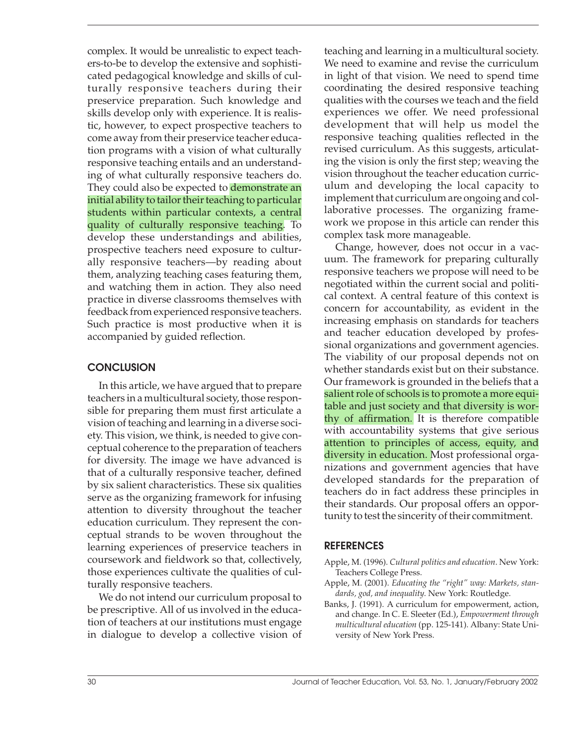complex. It would be unrealistic to expect teachers-to-be to develop the extensive and sophisticated pedagogical knowledge and skills of culturally responsive teachers during their preservice preparation. Such knowledge and skills develop only with experience. It is realistic, however, to expect prospective teachers to come away from their preservice teacher education programs with a vision of what culturally responsive teaching entails and an understanding of what culturally responsive teachers do. They could also be expected to demonstrate an initial ability to tailor their teaching to particular students within particular contexts, a central quality of culturally responsive teaching. To develop these understandings and abilities, prospective teachers need exposure to culturally responsive teachers—by reading about them, analyzing teaching cases featuring them, and watching them in action. They also need practice in diverse classrooms themselves with feedback from experienced responsive teachers. Such practice is most productive when it is accompanied by guided reflection.

## CONCLUSION

In this article, we have argued that to prepare teachers in a multicultural society, those responsible for preparing them must first articulate a vision of teaching and learning in a diverse society. This vision, we think, is needed to give conceptual coherence to the preparation of teachers for diversity. The image we have advanced is that of a culturally responsive teacher, defined by six salient characteristics. These six qualities serve as the organizing framework for infusing attention to diversity throughout the teacher education curriculum. They represent the conceptual strands to be woven throughout the learning experiences of preservice teachers in coursework and fieldwork so that, collectively, those experiences cultivate the qualities of culturally responsive teachers.

We do not intend our curriculum proposal to be prescriptive. All of us involved in the education of teachers at our institutions must engage in dialogue to develop a collective vision of teaching and learning in a multicultural society. We need to examine and revise the curriculum in light of that vision. We need to spend time coordinating the desired responsive teaching qualities with the courses we teach and the field experiences we offer. We need professional development that will help us model the responsive teaching qualities reflected in the revised curriculum. As this suggests, articulating the vision is only the first step; weaving the vision throughout the teacher education curriculum and developing the local capacity to implement that curriculum are ongoing and collaborative processes. The organizing framework we propose in this article can render this complex task more manageable.

Change, however, does not occur in a vacuum. The framework for preparing culturally responsive teachers we propose will need to be negotiated within the current social and political context. A central feature of this context is concern for accountability, as evident in the increasing emphasis on standards for teachers and teacher education developed by professional organizations and government agencies. The viability of our proposal depends not on whether standards exist but on their substance. Our framework is grounded in the beliefs that a salient role of schools is to promote a more equitable and just society and that diversity is worthy of affirmation. It is therefore compatible with accountability systems that give serious attention to principles of access, equity, and diversity in education. Most professional organizations and government agencies that have developed standards for the preparation of teachers do in fact address these principles in their standards. Our proposal offers an opportunity to test the sincerity of their commitment.

## REFERENCES

Apple, M. (1996). *Cultural politics and education*. New York: Teachers College Press.

Apple, M. (2001). *Educating the "right" way: Markets, standards, god, and inequality*. New York: Routledge.

Banks, J. (1991). A curriculum for empowerment, action, and change. In C. E. Sleeter (Ed.), *Empowerment through multicultural education* (pp. 125-141). Albany: State University of New York Press.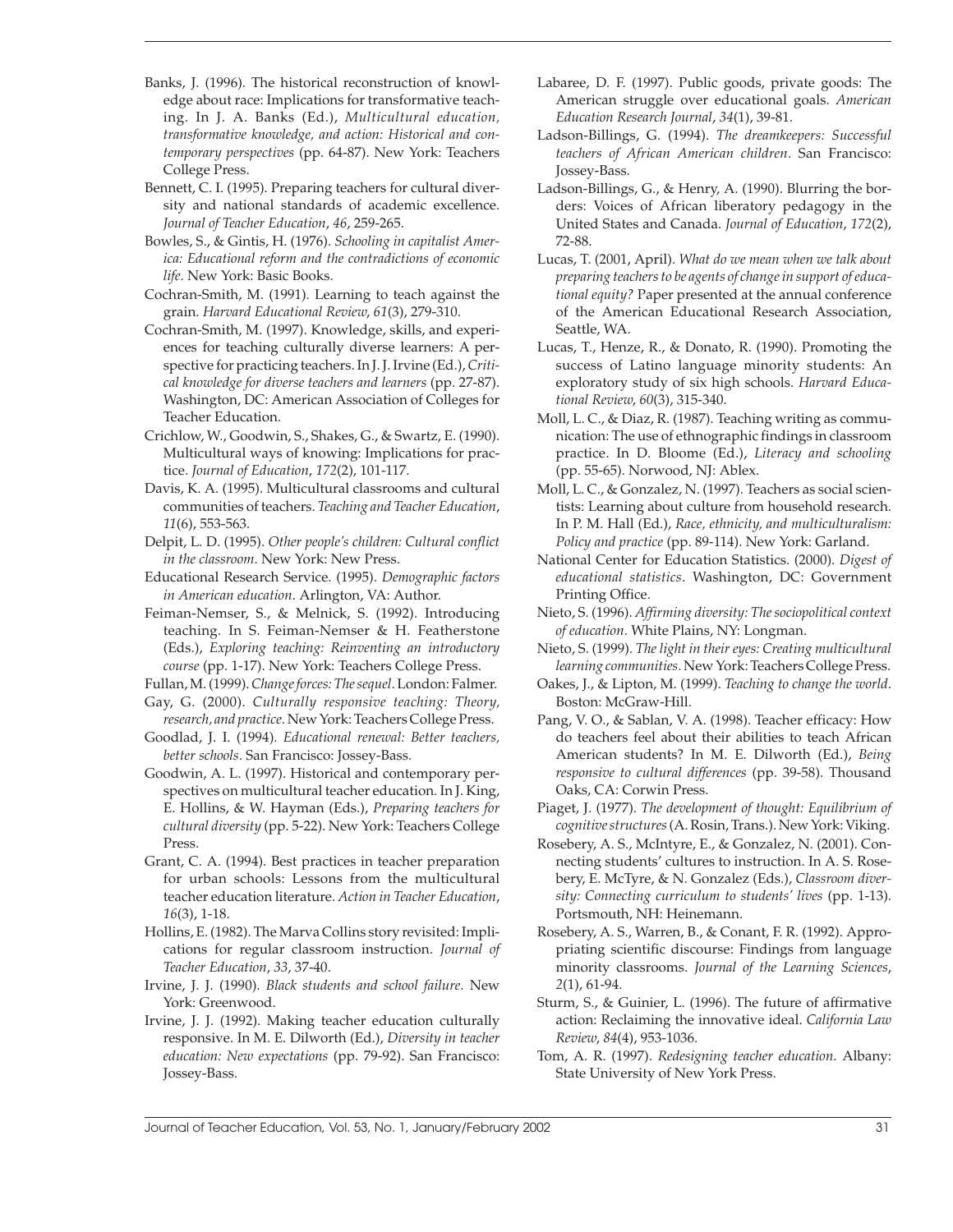Banks, J. (1996). The historical reconstruction of knowledge about race: Implications for transformative teaching. In J. A. Banks (Ed.), *Multicultural education, transformative knowledge, and action: Historical and contemporary perspectives* (pp. 64-87). New York: Teachers College Press.

Bennett, C. I. (1995). Preparing teachers for cultural diversity and national standards of academic excellence. *Journal of Teacher Education*, *46*, 259-265.

Bowles, S., & Gintis, H. (1976). *Schooling in capitalist America: Educational reform and the contradictions of economic life*. New York: Basic Books.

Cochran-Smith, M. (1991). Learning to teach against the grain. *Harvard Educational Review*, *61*(3), 279-310.

Cochran-Smith, M. (1997). Knowledge, skills, and experiences for teaching culturally diverse learners: A perspective for practicing teachers. In J. J. Irvine (Ed.), *Critical knowledge for diverse teachers and learners* (pp. 27-87). Washington, DC: American Association of Colleges for Teacher Education.

Crichlow, W., Goodwin, S., Shakes, G., & Swartz, E. (1990). Multicultural ways of knowing: Implications for practice. *Journal of Education*, *172*(2), 101-117.

Davis, K. A. (1995). Multicultural classrooms and cultural communities of teachers. *Teaching and Teacher Education*, *11*(6), 553-563.

Delpit, L. D. (1995). *Other people's children: Cultural conflict in the classroom*. New York: New Press.

Educational Research Service. (1995). *Demographic factors in American education*. Arlington, VA: Author.

Feiman-Nemser, S., & Melnick, S. (1992). Introducing teaching. In S. Feiman-Nemser & H. Featherstone (Eds.), *Exploring teaching: Reinventing an introductory course* (pp. 1-17). New York: Teachers College Press.

Fullan, M. (1999). *Change forces: The sequel*. London: Falmer.

Gay, G. (2000). *Culturally responsive teaching: Theory, research, and practice*. New York: Teachers College Press.

Goodlad, J. I. (1994). *Educational renewal: Better teachers, better schools*. San Francisco: Jossey-Bass.

Goodwin, A. L. (1997). Historical and contemporary perspectives on multicultural teacher education. In J. King, E. Hollins, & W. Hayman (Eds.), *Preparing teachers for cultural diversity* (pp. 5-22). New York: Teachers College Press.

Grant, C. A. (1994). Best practices in teacher preparation for urban schools: Lessons from the multicultural teacher education literature. *Action in Teacher Education*, *16*(3), 1-18.

Hollins, E. (1982). The Marva Collins story revisited: Implications for regular classroom instruction. *Journal of Teacher Education*, *33*, 37-40.

Irvine, J. J. (1990). *Black students and school failure*. New York: Greenwood.

Irvine, J. J. (1992). Making teacher education culturally responsive. In M. E. Dilworth (Ed.), *Diversity in teacher education: New expectations* (pp. 79-92). San Francisco: Jossey-Bass.

Labaree, D. F. (1997). Public goods, private goods: The American struggle over educational goals. *American Education Research Journal*, *34*(1), 39-81.

Ladson-Billings, G. (1994). *The dreamkeepers: Successful teachers of African American children*. San Francisco: Jossey-Bass.

Ladson-Billings, G., & Henry, A. (1990). Blurring the borders: Voices of African liberatory pedagogy in the United States and Canada. *Journal of Education*, *172*(2), 72-88.

Lucas, T. (2001, April). *What do we mean when we talk about preparing teachers to be agents of change in support of educational equity?* Paper presented at the annual conference of the American Educational Research Association, Seattle, WA.

Lucas, T., Henze, R., & Donato, R. (1990). Promoting the success of Latino language minority students: An exploratory study of six high schools. *Harvard Educational Review*, *60*(3), 315-340.

Moll, L. C., & Diaz, R. (1987). Teaching writing as communication: The use of ethnographic findings in classroom practice. In D. Bloome (Ed.), *Literacy and schooling* (pp. 55-65). Norwood, NJ: Ablex.

Moll, L. C., & Gonzalez, N. (1997). Teachers as social scientists: Learning about culture from household research. In P. M. Hall (Ed.), *Race, ethnicity, and multiculturalism: Policy and practice* (pp. 89-114). New York: Garland.

National Center for Education Statistics. (2000). *Digest of educational statistics*. Washington, DC: Government Printing Office.

Nieto, S. (1996). *Affirming diversity: The sociopolitical context of education*. White Plains, NY: Longman.

Nieto, S. (1999). *The light in their eyes: Creating multicultural learning communities*. New York: Teachers College Press.

Oakes, J., & Lipton, M. (1999). *Teaching to change the world*. Boston: McGraw-Hill.

Pang, V. O., & Sablan, V. A. (1998). Teacher efficacy: How do teachers feel about their abilities to teach African American students? In M. E. Dilworth (Ed.), *Being responsive to cultural differences* (pp. 39-58). Thousand Oaks, CA: Corwin Press.

Piaget, J. (1977). *The development of thought: Equilibrium of cognitive structures* (A. Rosin, Trans.). New York: Viking.

Rosebery, A. S., McIntyre, E., & Gonzalez, N. (2001). Connecting students' cultures to instruction. In A. S. Rosebery, E. McTyre, & N. Gonzalez (Eds.), *Classroom diversity: Connecting curriculum to students' lives* (pp. 1-13). Portsmouth, NH: Heinemann.

Rosebery, A. S., Warren, B., & Conant, F. R. (1992). Appropriating scientific discourse: Findings from language minority classrooms. *Journal of the Learning Sciences*, *2*(1), 61-94.

Sturm, S., & Guinier, L. (1996). The future of affirmative action: Reclaiming the innovative ideal. *California Law Review*, *84*(4), 953-1036.

Tom, A. R. (1997). *Redesigning teacher education*. Albany: State University of New York Press.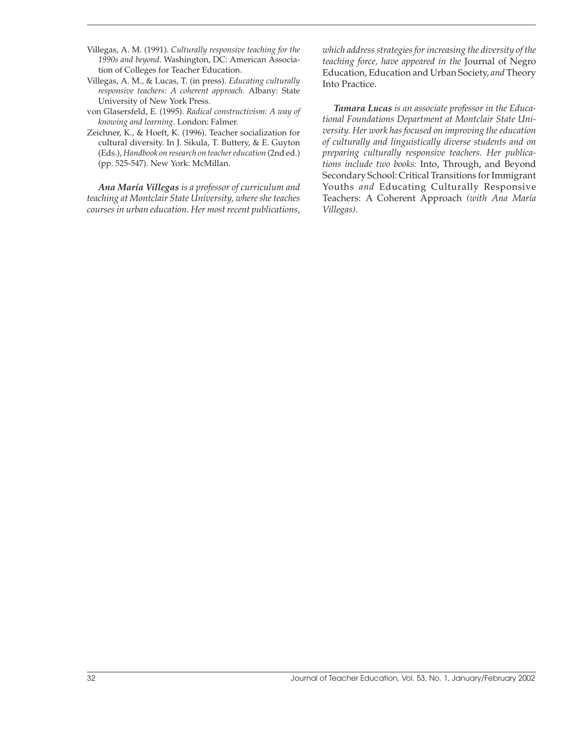Villegas, A. M. (1991). *Culturally responsive teaching for the 1990s and beyond*. Washington, DC: American Association of Colleges for Teacher Education.

Villegas, A. M., & Lucas, T. (in press). *Educating culturally responsive teachers: A coherent approach*. Albany: State University of New York Press.

von Glasersfeld, E. (1995). *Radical constructivism: A way of knowing and learning*. London: Falmer.

Zeichner, K., & Hoeft, K. (1996). Teacher socialization for cultural diversity. In J. Sikula, T. Buttery, & E. Guyton (Eds.), *Handbook on research on teacher education* (2nd ed.) (pp. 525-547). New York: McMillan.

***Ana María Villegas*** *is a professor of curriculum and teaching at Montclair State University, where she teaches courses in urban education. Her most recent publications, which address strategies for increasing the diversity of the teaching force, have appeared in the* Journal of Negro Education, Education and Urban Society, *and* Theory Into Practice.

***Tamara Lucas*** *is an associate professor in the Educational Foundations Department at Montclair State University. Her work has focused on improving the education of culturally and linguistically diverse students and on preparing culturally responsive teachers. Her publications include two books:* Into, Through, and Beyond Secondary School: Critical Transitions for Immigrant Youths *and* Educating Culturally Responsive Teachers: A Coherent Approach *(with Ana María Villegas).*